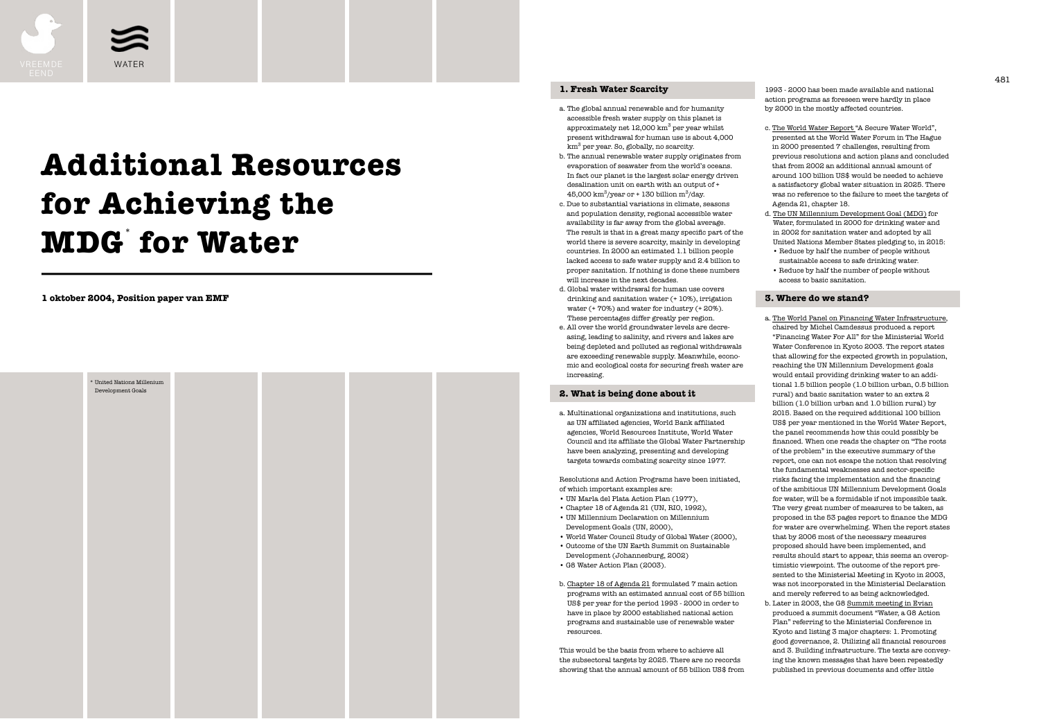# Additional Resources for Achieving the MDG* for Water

**1 oktober 2004, Position paper van EMF**

\* United Nations Millenium Development Goals

## 1. Fresh Water Scarcity

a. The global annual renewable and for humanity accessible fresh water supply on this planet is approximately net 12,000 $km^3$ per year whilst present withdrawal for human use is about 4,000 $km^3$ per year. So, globally, no scarcity.

b. The annual renewable water supply originates from evaporation of seawater from the world's oceans. In fact our planet is the largest solar energy driven desalination unit on earth with an output of + 45,000 $km^3$/year or + 130 billion $m^3$/day.

c. Due to substantial variations in climate, seasons and population density, regional accessible water availability is far away from the global average. The result is that in a great many specific part of the world there is severe scarcity, mainly in developing countries. In 2000 an estimated 1.1 billion people lacked access to safe water supply and 2.4 billion to proper sanitation. If nothing is done these numbers will increase in the next decades.

d. Global water withdrawal for human use covers drinking and sanitation water (+ 10%), irrigation water (+ 70%) and water for industry (+ 20%). These percentages differ greatly per region.

e. All over the world groundwater levels are decreasing, leading to salinity, and rivers and lakes are being depleted and polluted as regional withdrawals are exceeding renewable supply. Meanwhile, economic and ecological costs for securing fresh water are increasing.

## 2. What is being done about it

a. Multinational organizations and institutions, such as UN affiliated agencies, World Bank affiliated agencies, World Resources Institute, World Water Council and its affiliate the Global Water Partnership have been analyzing, presenting and developing targets towards combating scarcity since 1977.

Resolutions and Action Programs have been initiated, of which important examples are:

- UN Marla del Plata Action Plan (1977),
- Chapter 18 of Agenda 21 (UN, RIO, 1992),
- UN Millennium Declaration on Millennium Development Goals (UN, 2000),
- World Water Council Study of Global Water (2000),
- Outcome of the UN Earth Summit on Sustainable Development (Johannesburg, 2002)
- G8 Water Action Plan (2003).

b. Chapter 18 of Agenda 21 formulated 7 main action programs with an estimated annual cost of 55 billion US$ per year for the period 1993 - 2000 in order to have in place by 2000 established national action programs and sustainable use of renewable water resources.

This would be the basis from where to achieve all the subsectoral targets by 2025. There are no records showing that the annual amount of 55 billion US$ from 1993 - 2000 has been made available and national action programs as foreseen were hardly in place by 2000 in the mostly affected countries.

c. The World Water Report "A Secure Water World", presented at the World Water Forum in The Hague in 2000 presented 7 challenges, resulting from previous resolutions and action plans and concluded that from 2002 an additional annual amount of around 100 billion US$ would be needed to achieve a satisfactory global water situation in 2025. There was no reference to the failure to meet the targets of Agenda 21, chapter 18.

d. The UN Millennium Development Goal (MDG) for Water, formulated in 2000 for drinking water and in 2002 for sanitation water and adopted by all United Nations Member States pledging to, in 2015:
   - Reduce by half the number of people without sustainable access to safe drinking water.
   - Reduce by half the number of people without access to basic sanitation.

## 3. Where do we stand?

a. The World Panel on Financing Water Infrastructure, chaired by Michel Camdessus produced a report "Financing Water For All" for the Ministerial World Water Conference in Kyoto 2003. The report states that allowing for the expected growth in population, reaching the UN Millennium Development goals would entail providing drinking water to an additional 1.5 billion people (1.0 billion urban, 0.5 billion rural) and basic sanitation water to an extra 2 billion (1.0 billion urban and 1.0 billion rural) by 2015. Based on the required additional 100 billion US$ per year mentioned in the World Water Report, the panel recommends how this could possibly be financed. When one reads the chapter on "The roots of the problem" in the executive summary of the report, one can not escape the notion that resolving the fundamental weaknesses and sector-specific risks facing the implementation and the financing of the ambitious UN Millennium Development Goals for water, will be a formidable if not impossible task. The very great number of measures to be taken, as proposed in the 53 pages report to finance the MDG for water are overwhelming. When the report states that by 2006 most of the necessary measures proposed should have been implemented, and results should start to appear, this seems an overoptimistic viewpoint. The outcome of the report presented to the Ministerial Meeting in Kyoto in 2003, was not incorporated in the Ministerial Declaration and merely referred to as being acknowledged.

b. Later in 2003, the G8 Summit meeting in Evian produced a summit document "Water, a G8 Action Plan" referring to the Ministerial Conference in Kyoto and listing 3 major chapters: 1. Promoting good governance, 2. Utilizing all financial resources and 3. Building infrastructure. The texts are conveying the known messages that have been repeatedly published in previous documents and offer little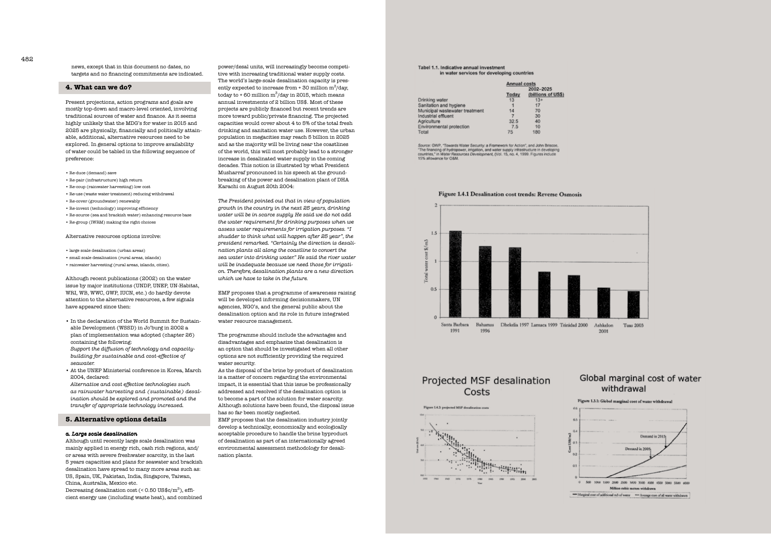news, except that in this document no dates, no targets and no financing commitments are indicated.

## 4. What can we do?

Present projections, action programs and goals are mostly top-down and macro-level oriented, involving traditional sources of water and finance. As it seems highly unlikely that the MDG's for water in 2015 and 2025 are physically, financially and politically attainable, additional, alternative resources need to be explored. In general options to improve availability of water could be tabled in the following sequence of preference:

- Re-duce (demand) save
- Re-pair (infrastructure) high return
- Re-coup (rainwater harvesting) low cost
- Re-use (waste water treatment) reducing withdrawal
- Re-cover (groundwater) renewably
- Re-invent (technology) improving efficiency
- Re-source (sea and brackish water) enhancing resource base
- Re-group (IWRM) making the right choices

Alternative resources options involve:

- large scale desalination (urban areas)
- small scale desalination (rural areas, islands)
- rainwater harvesting (rural areas, islands, cities).

Although recent publications (2002) on the water issue by major institutions (UNDP, UNEP, UN-Habitat, WRI, WB, WWC, GWP, IUCN, etc.) do hardly devote attention to the alternative resources, a few signals have appeared since then:

- In the declaration of the World Summit for Sustainable Development (WSSD) in Jo'burg in 2002 a plan of implementation was adopted (chapter 26) containing the following:
  *Support the diffusion of technology and capacity-building for sustainable and cost-effective of seawater.*
- At the UNEP Ministerial conference in Korea, March 2004, declared:
  *Alternative and cost effective technologies such as rainwater harvesting and (sustainable) desalination should be explored and promoted and the transfer of appropriate technology increased.*

## 5. Alternative options details

### *a. Large scale desalination*

Although until recently large scale desalination was mainly applied in energy rich, cash rich regions, and/or areas with severe freshwater scarcity, in the last 5 years capacities and plans for seawater and brackish desalination have spread to many more areas such as: US, Spain, UK, Pakistan, India, Singapore, Taiwan, China, Australia, Mexico etc.
Decreasing desalination cost (< 0.50 US\$c/$m^3$), efficient energy use (including waste heat), and combined power/desal units, will increasingly become competitive with increasing traditional water supply costs. The world's large-scale desalination capacity is presently expected to increase from + 30 million $m^3$/day, today to + 60 million $m^3$/day in 2015, which means annual investments of 2 billion US\$. Most of these projects are publicly financed but recent trends are more toward public/private financing. The projected capacities would cover about 4 to 5% of the total fresh drinking and sanitation water use. However, the urban population in megacities may reach 5 billion in 2025 and as the majority will be living near the coastlines of the world, this will most probably lead to a stronger increase in desalinated water supply in the coming decades. This notion is illustrated by what President Musharraf pronounced in his speech at the groundbreaking of the power and desalination plant of DHA Karachi on August 20th 2004:

*The President pointed out that in view of population growth in the country in the next 25 years, drinking water will be in scarce supply. He said we do not add the water requirement for drinking purposes when we assess water requirements for irrigation purposes. "I shudder to think what will happen after 25 year", the president remarked. "Certainly the direction is desalination plants all along the coastline to convert the sea water into drinking water." He said the river water will be inadequate because we need those for irrigation. Therefore, desalination plants are a new direction which we have to take in the future.*

EMF proposes that a programme of awareness raising will be developed informing decisionmakers, UN agencies, NGO's, and the general public about the desalination option and its role in future integrated water resource management.

The programme should include the advantages and disadvantages and emphasize that desalination is an option that should be investigated when all other options are not sufficiently providing the required water security.
As the disposal of the brine by-product of desalination is a matter of concern regarding the environmental impact, it is essential that this issue be professionally addressed and resolved if the desalination option is to become a part of the solution for water scarcity. Although solutions have been found, the disposal issue has so far been mostly neglected.
EMF proposes that the desalination industry jointly develop a technically, economically and ecologically acceptable procedure to handle the brine byproduct of desalination as part of an internationally agreed environmental assessment methodology for desalination plants.

**Tabel 1.1. Indicative annual investment in water services for developing countries**

| | Annual costs | |
|---|---|---|
| | Today | 2002–2025 (billions of US\$) |
| Drinking water | 13 | 13+ |
| Sanitation and hygiene | 1 | 17 |
| Municipal wastewater treatment | 14 | 70 |
| Industrial effluent | 7 | 30 |
| Agriculture | 32.5 | 40 |
| Environmental protection | 7.5 | 10 |
| Total | 75 | 180 |

Source: GWP, "Towards Water Security: a Framework for Action", and John Briscoe, "The financing of hydropower, irrigation, and water supply infrastructure in developing countries," in *Water Resources Development*, (Vol. 15, no. 4, 1999. Figures include 15% allowance for O&M.

**Figure 1.4.1 Desalination cost trends: Reverse Osmosis**

Projected MSF desalination Costs

Figure 1.4.2: projected MSF desalination costs

Global marginal cost of water withdrawal

Figure 1.3.1: Global marginal cost of water withdrawal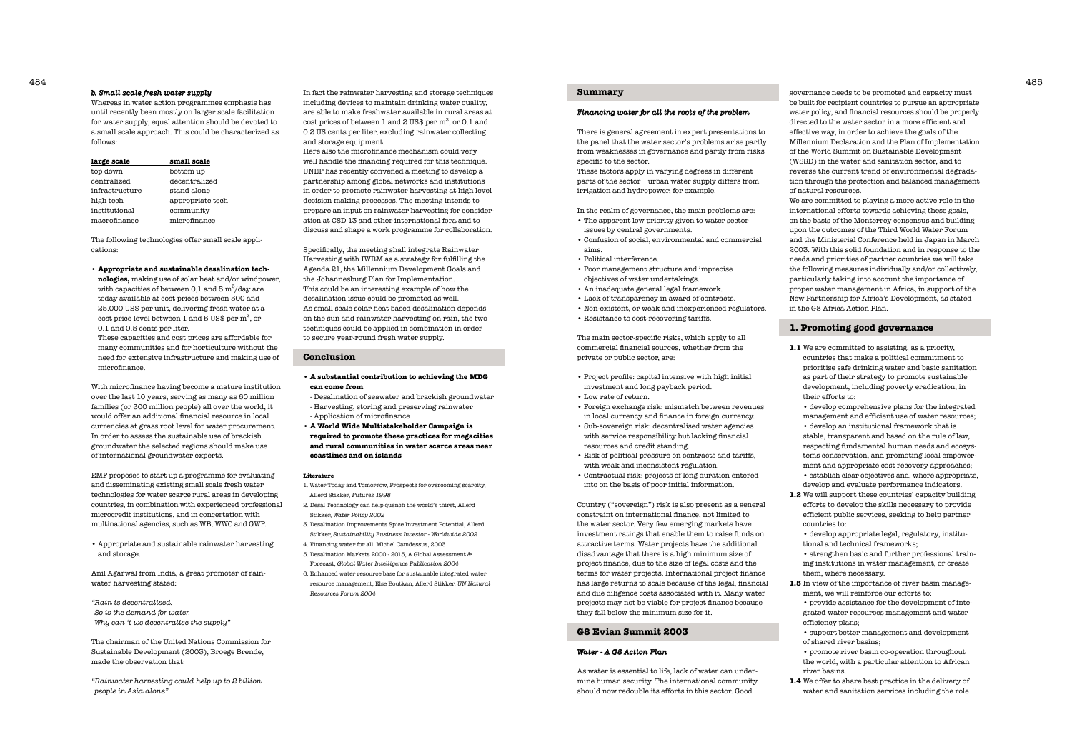### *b. Small scale fresh water supply*

Whereas in water action programmes emphasis has until recently been mostly on larger scale facilitation for water supply, equal attention should be devoted to a small scale approach. This could be characterized as follows:

| large scale | small scale |
|---|---|
| top down | bottom up |
| centralized | decentralized |
| infrastructure | stand alone |
| high tech | appropriate tech |
| institutional | community |
| macrofinance | microfinance |

The following technologies offer small scale applications:

- **Appropriate and sustainable desalination technologies,** making use of solar heat and/or windpower, with capacities of between 0,1 and 5 $m^3$/day are today available at cost prices between 500 and 25.000 US$ per unit, delivering fresh water at a cost price level between 1 and 5 US$ per $m^3$, or 0.1 and 0.5 cents per liter.
  These capacities and cost prices are affordable for many communities and for horticulture without the need for extensive infrastructure and making use of microfinance.

With microfinance having become a mature institution over the last 10 years, serving as many as 60 million families (or 300 million people) all over the world, it would offer an additional financial resource in local currencies at grass root level for water procurement. In order to assess the sustainable use of brackish groundwater the selected regions should make use of international groundwater experts.

EMF proposes to start up a programme for evaluating and disseminating existing small scale fresh water technologies for water scarce rural areas in developing countries, in combination with experienced professional microcredit institutions, and in concertation with multinational agencies, such as WB, WWC and GWP.

- Appropriate and sustainable rainwater harvesting and storage.

Anil Agarwal from India, a great promoter of rainwater harvesting stated:

*"Rain is decentralised.*
*So is the demand for water.*
*Why can 't we decentralise the supply"*

The chairman of the United Nations Commission for Sustainable Development (2003), Broege Brende, made the observation that:

*"Rainwater harvesting could help up to 2 billion people in Asia alone".*

In fact the rainwater harvesting and storage techniques including devices to maintain drinking water quality, are able to make freshwater available in rural areas at cost prices of between 1 and 2 US$ per $m^3$, or 0.1 and 0.2 US cents per liter, excluding rainwater collecting and storage equipment.
Here also the microfinance mechanism could very well handle the financing required for this technique. UNEP has recently convened a meeting to develop a partnership among global networks and institutions in order to promote rainwater harvesting at high level decision making processes. The meeting intends to prepare an input on rainwater harvesting for consideration at CSD 13 and other international fora and to discuss and shape a work programme for collaboration.

Specifically, the meeting shall integrate Rainwater Harvesting with IWRM as a strategy for fulfilling the Agenda 21, the Millennium Development Goals and the Johannesburg Plan for Implementation.
This could be an interesting example of how the desalination issue could be promoted as well.
As small scale solar heat based desalination depends on the sun and rainwater harvesting on rain, the two techniques could be applied in combination in order to secure year-round fresh water supply.

## Conclusion

- **A substantial contribution to achieving the MDG can come from**
  - Desalination of seawater and brackish groundwater
  - Harvesting, storing and preserving rainwater
  - Application of microfinance
- **A World Wide Multistakeholder Campaign is required to promote these practices for megacities and rural communities in water scarce areas near coastlines and on islands**

#### Literature

1. Water Today and Tomorrow, Prospects for overcoming scarcity, Allerd Stikker, *Futures 1998*
2. Desal Technology can help quench the world's thirst, Allerd Stikker, *Water Policy 2002*
3. Desalination Improvements Spice Investment Potential, Allerd Stikker, *Sustainability Business Investor - Worldwide 2002*
4. Financing water for all, Michel Camdessus, 2003
5. Desalination Markets 2000 - 2015, A Global Assessment & Forecast, *Global Water Intelligence Publication 2004*
6. Enhanced water resource base for sustainable integrated water resource management, Else Boutkan, Allerd Stikker, *UN Natural Resources Forum 2004*

## Summary

### *Financing water for all the roots of the problem*

There is general agreement in expert presentations to the panel that the water sector's problems arise partly from weaknesses in governance and partly from risks specific to the sector.
These factors apply in varying degrees in different parts of the sector – urban water supply differs from irrigation and hydropower, for example.

In the realm of governance, the main problems are:

- The apparent low priority given to water sector issues by central governments.
- Confusion of social, environmental and commercial aims.
- Political interference.
- Poor management structure and imprecise objectives of water undertakings.
- An inadequate general legal framework.
- Lack of transparency in award of contracts.
- Non-existent, or weak and inexperienced regulators.
- Resistance to cost-recovering tariffs.

The main sector-specific risks, which apply to all commercial financial sources, whether from the private or public sector, are:

- Project profile: capital intensive with high initial investment and long payback period.
- Low rate of return.
- Foreign exchange risk: mismatch between revenues in local currency and finance in foreign currency.
- Sub-sovereign risk: decentralised water agencies with service responsibility but lacking financial resources and credit standing.
- Risk of political pressure on contracts and tariffs, with weak and inconsistent regulation.
- Contractual risk: projects of long duration entered into on the basis of poor initial information.

Country ("sovereign") risk is also present as a general constraint on international finance, not limited to the water sector. Very few emerging markets have investment ratings that enable them to raise funds on attractive terms. Water projects have the additional disadvantage that there is a high minimum size of project finance, due to the size of legal costs and the terms for water projects. International project finance has large returns to scale because of the legal, financial and due diligence costs associated with it. Many water projects may not be viable for project finance because they fall below the minimum size for it.

## G8 Evian Summit 2003

### *Water - A G8 Action Plan*

As water is essential to life, lack of water can undermine human security. The international community should now redouble its efforts in this sector. Good governance needs to be promoted and capacity must be built for recipient countries to pursue an appropriate water policy, and financial resources should be properly directed to the water sector in a more efficient and effective way, in order to achieve the goals of the Millennium Declaration and the Plan of Implementation of the World Summit on Sustainable Development (WSSD) in the water and sanitation sector, and to reverse the current trend of environmental degradation through the protection and balanced management of natural resources.
We are committed to playing a more active role in the international efforts towards achieving these goals, on the basis of the Monterrey consensus and building upon the outcomes of the Third World Water Forum and the Ministerial Conference held in Japan in March 2003. With this solid foundation and in response to the needs and priorities of partner countries we will take the following measures individually and/or collectively, particularly taking into account the importance of proper water management in Africa, in support of the New Partnership for Africa's Development, as stated in the G8 Africa Action Plan.

## 1. Promoting good governance

**1.1** We are committed to assisting, as a priority, countries that make a political commitment to prioritise safe drinking water and basic sanitation as part of their strategy to promote sustainable development, including poverty eradication, in their efforts to:
- develop comprehensive plans for the integrated management and efficient use of water resources;
- develop an institutional framework that is stable, transparent and based on the rule of law, respecting fundamental human needs and ecosystems conservation, and promoting local empowerment and appropriate cost recovery approaches;
- establish clear objectives and, where appropriate, develop and evaluate performance indicators.

**1.2** We will support these countries' capacity building efforts to develop the skills necessary to provide efficient public services, seeking to help partner countries to:
- develop appropriate legal, regulatory, institutional and technical frameworks;
- strengthen basic and further professional training institutions in water management, or create them, where necessary.

**1.3** In view of the importance of river basin management, we will reinforce our efforts to:
- provide assistance for the development of integrated water resources management and water efficiency plans;
- support better management and development of shared river basins;
- promote river basin co-operation throughout the world, with a particular attention to African river basins.

**1.4** We offer to share best practice in the delivery of water and sanitation services including the role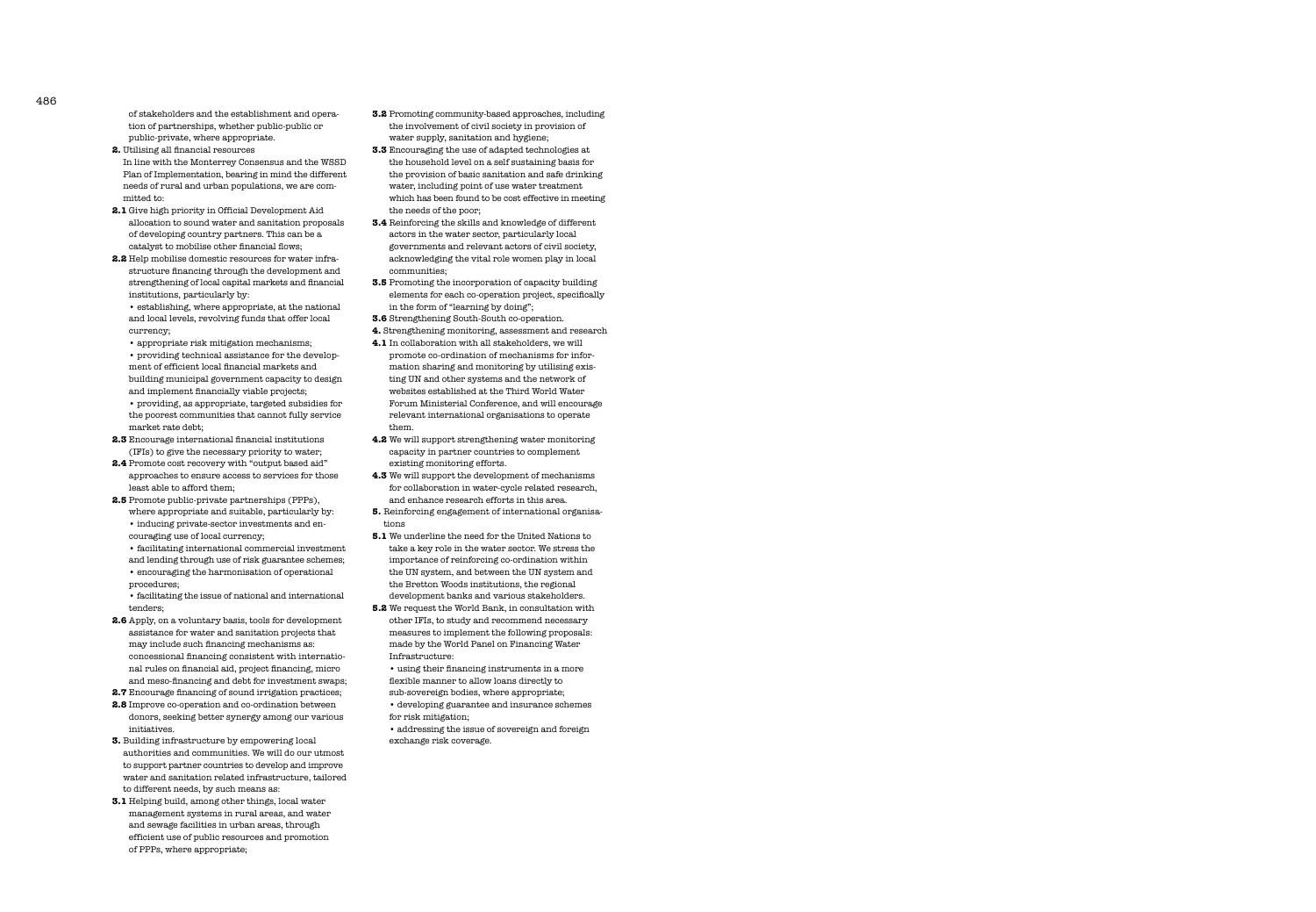of stakeholders and the establishment and operation of partnerships, whether public-public or public-private, where appropriate.

**2.** Utilising all financial resources

In line with the Monterrey Consensus and the WSSD Plan of Implementation, bearing in mind the different needs of rural and urban populations, we are committed to:

**2.1** Give high priority in Official Development Aid allocation to sound water and sanitation proposals of developing country partners. This can be a catalyst to mobilise other financial flows;

**2.2** Help mobilise domestic resources for water infrastructure financing through the development and strengthening of local capital markets and financial institutions, particularly by:

• establishing, where appropriate, at the national and local levels, revolving funds that offer local currency;

• appropriate risk mitigation mechanisms;

• providing technical assistance for the development of efficient local financial markets and building municipal government capacity to design and implement financially viable projects;

• providing, as appropriate, targeted subsidies for the poorest communities that cannot fully service market rate debt;

**2.3** Encourage international financial institutions (IFIs) to give the necessary priority to water;

**2.4** Promote cost recovery with "output based aid" approaches to ensure access to services for those least able to afford them;

**2.5** Promote public-private partnerships (PPPs), where appropriate and suitable, particularly by:

• inducing private-sector investments and encouraging use of local currency;

• facilitating international commercial investment and lending through use of risk guarantee schemes;

• encouraging the harmonisation of operational procedures;

• facilitating the issue of national and international tenders;

**2.6** Apply, on a voluntary basis, tools for development assistance for water and sanitation projects that may include such financing mechanisms as: concessional financing consistent with international rules on financial aid, project financing, micro and meso-financing and debt for investment swaps;

**2.7** Encourage financing of sound irrigation practices;

**2.8** Improve co-operation and co-ordination between donors, seeking better synergy among our various initiatives.

**3.** Building infrastructure by empowering local authorities and communities. We will do our utmost to support partner countries to develop and improve water and sanitation related infrastructure, tailored to different needs, by such means as:

**3.1** Helping build, among other things, local water management systems in rural areas, and water and sewage facilities in urban areas, through efficient use of public resources and promotion of PPPs, where appropriate;

**3.2** Promoting community-based approaches, including the involvement of civil society in provision of water supply, sanitation and hygiene;

**3.3** Encouraging the use of adapted technologies at the household level on a self sustaining basis for the provision of basic sanitation and safe drinking water, including point of use water treatment which has been found to be cost effective in meeting the needs of the poor;

**3.4** Reinforcing the skills and knowledge of different actors in the water sector, particularly local governments and relevant actors of civil society, acknowledging the vital role women play in local communities;

**3.5** Promoting the incorporation of capacity building elements for each co-operation project, specifically in the form of "learning by doing";

**3.6** Strengthening South-South co-operation.

**4.** Strengthening monitoring, assessment and research

**4.1** In collaboration with all stakeholders, we will promote co-ordination of mechanisms for information sharing and monitoring by utilising existing UN and other systems and the network of websites established at the Third World Water Forum Ministerial Conference, and will encourage relevant international organisations to operate them.

**4.2** We will support strengthening water monitoring capacity in partner countries to complement existing monitoring efforts.

**4.3** We will support the development of mechanisms for collaboration in water-cycle related research, and enhance research efforts in this area.

**5.** Reinforcing engagement of international organisations

**5.1** We underline the need for the United Nations to take a key role in the water sector. We stress the importance of reinforcing co-ordination within the UN system, and between the UN system and the Bretton Woods institutions, the regional development banks and various stakeholders.

**5.2** We request the World Bank, in consultation with other IFIs, to study and recommend necessary measures to implement the following proposals: made by the World Panel on Financing Water Infrastructure:

• using their financing instruments in a more flexible manner to allow loans directly to sub-sovereign bodies, where appropriate;

• developing guarantee and insurance schemes for risk mitigation;

• addressing the issue of sovereign and foreign exchange risk coverage.